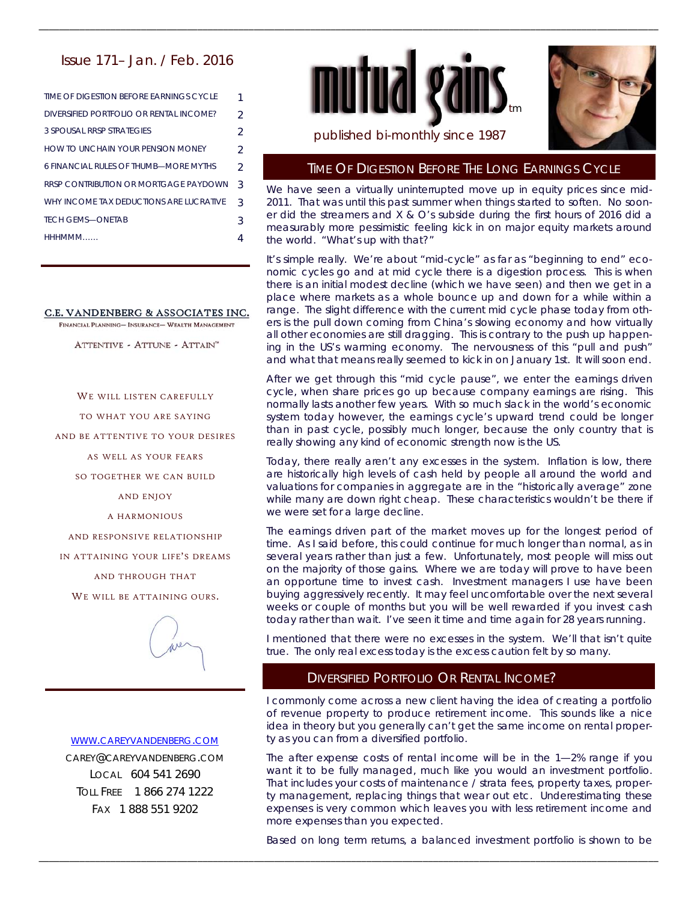# mutual gains™

published bi-monthly since 1987

## Issue 171– Jan. / Feb. 2016

| | |
|---|---|
| TIME OF DIGESTION BEFORE EARNINGS CYCLE | 1 |
| DIVERSIFIED PORTFOLIO OR RENTAL INCOME? | 2 |
| 3 SPOUSAL RRSP STRATEGIES | 2 |
| HOW TO UNCHAIN YOUR PENSION MONEY | 2 |
| 6 FINANCIAL RULES OF THUMB—MORE MYTHS | 2 |
| RRSP CONTRIBUTION OR MORTGAGE PAYDOWN | 3 |
| WHY INCOME TAX DEDUCTIONS ARE LUCRATIVE | 3 |
| TECH GEMS—ONETAB | 3 |
| HHHMMM...... | 4 |

**C.E. VANDENBERG & ASSOCIATES INC.**

FINANCIAL PLANNING— INSURANCE— WEALTH MANAGEMENT

ATTENTIVE - ATTUNE - ATTAIN™

WE WILL LISTEN CAREFULLY
TO WHAT YOU ARE SAYING
AND BE ATTENTIVE TO YOUR DESIRES
AS WELL AS YOUR FEARS
SO TOGETHER WE CAN BUILD
AND ENJOY
A HARMONIOUS
AND RESPONSIVE RELATIONSHIP
IN ATTAINING YOUR LIFE'S DREAMS
AND THROUGH THAT
WE WILL BE ATTAINING OURS.

WWW.CAREYVANDENBERG.COM
CAREY@CAREYVANDENBERG.COM
LOCAL 604 541 2690
TOLL FREE 1 866 274 1222
FAX 1 888 551 9202

## TIME OF DIGESTION BEFORE THE LONG EARNINGS CYCLE

We have seen a virtually uninterrupted move up in equity prices since mid-2011. That was until this past summer when things started to soften. No sooner did the streamers and X & O's subside during the first hours of 2016 did a measurably more pessimistic feeling kick in on major equity markets around the world. "What's up with that?"

It's simple really. We're about "mid-cycle" as far as "beginning to end" economic cycles go and at mid cycle there is a digestion process. This is when there is an initial modest decline (which we have seen) and then we get in a place where markets as a whole bounce up and down for a while within a range. The slight difference with the current mid cycle phase today from others is the pull down coming from China's slowing economy and how virtually all other economies are still dragging. This is contrary to the push up happening in the US's warming economy. The nervousness of this "pull and push" and what that means really seemed to kick in on January 1st. It will soon end.

After we get through this "mid cycle pause", we enter the earnings driven cycle, when share prices go up because company earnings are rising. This normally lasts another few years. With so much slack in the world's economic system today however, the earnings cycle's upward trend could be longer than in past cycle, possibly much longer, because the only country that is really showing any kind of economic strength now is the US.

Today, there really aren't any excesses in the system. Inflation is low, there are historically high levels of cash held by people all around the world and valuations for companies in aggregate are in the "historically average" zone while many are down right cheap. These characteristics wouldn't be there if we were set for a large decline.

The earnings driven part of the market moves up for the longest period of time. As I said before, this could continue for much longer than normal, as in several years rather than just a few. Unfortunately, most people will miss out on the majority of those gains. Where we are today will prove to have been an opportune time to invest cash. Investment managers I use have been buying aggressively recently. It may feel uncomfortable over the next several weeks or couple of months but you will be well rewarded if you invest cash today rather than wait. I've seen it time and time again for 28 years running.

I mentioned that there were no excesses in the system. We'll that isn't quite true. The only real excess today is the excess caution felt by so many.

## DIVERSIFIED PORTFOLIO OR RENTAL INCOME?

I commonly come across a new client having the idea of creating a portfolio of revenue property to produce retirement income. This sounds like a nice idea in theory but you generally can't get the same income on rental property as you can from a diversified portfolio.

The after expense costs of rental income will be in the 1—2% range if you want it to be fully managed, much like you would an investment portfolio. That includes your costs of maintenance / strata fees, property taxes, property management, replacing things that wear out etc. Underestimating these expenses is very common which leaves you with less retirement income and more expenses than you expected.

Based on long term returns, a balanced investment portfolio is shown to be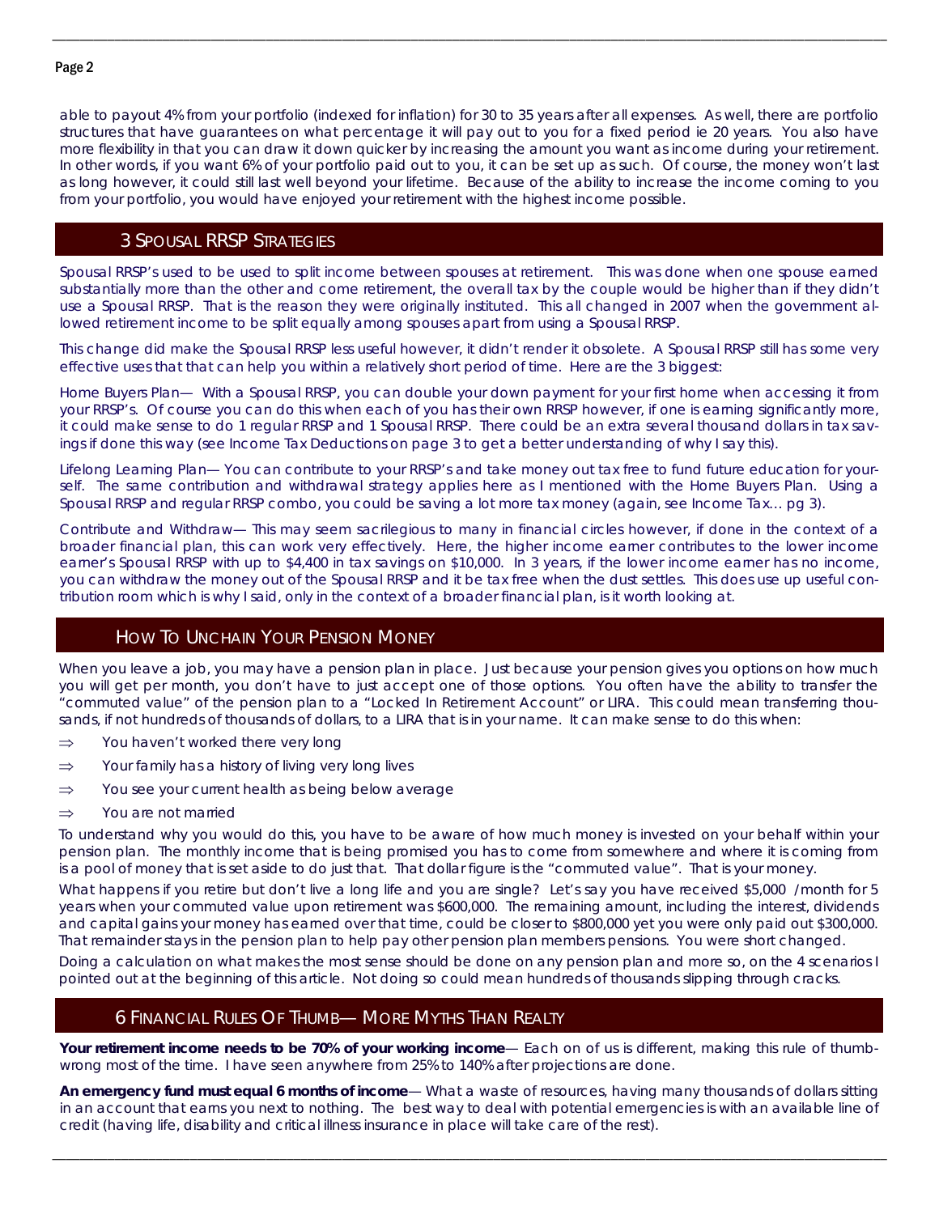able to payout 4% from your portfolio (indexed for inflation) for 30 to 35 years after all expenses. As well, there are portfolio structures that have guarantees on what percentage it will pay out to you for a fixed period ie 20 years. You also have more flexibility in that you can draw it down quicker by increasing the amount you want as income during your retirement. In other words, if you want 6% of your portfolio paid out to you, it can be set up as such. Of course, the money won't last as long however, it could still last well beyond your lifetime. Because of the ability to increase the income coming to you from your portfolio, you would have enjoyed your retirement with the highest income possible.

## 3 Spousal RRSP Strategies

Spousal RRSP's used to be used to split income between spouses at retirement. This was done when one spouse earned substantially more than the other and come retirement, the overall tax by the couple would be higher than if they didn't use a Spousal RRSP. That is the reason they were originally instituted. This all changed in 2007 when the government allowed retirement income to be split equally among spouses apart from using a Spousal RRSP.

This change did make the Spousal RRSP less useful however, it didn't render it obsolete. A Spousal RRSP still has some very effective uses that that can help you within a relatively short period of time. Here are the 3 biggest:

Home Buyers Plan— With a Spousal RRSP, you can double your down payment for your first home when accessing it from your RRSP's. Of course you can do this when each of you has their own RRSP however, if one is earning significantly more, it could make sense to do 1 regular RRSP and 1 Spousal RRSP. There could be an extra several thousand dollars in tax savings if done this way (see Income Tax Deductions on page 3 to get a better understanding of why I say this).

Lifelong Learning Plan— You can contribute to your RRSP's and take money out tax free to fund future education for yourself. The same contribution and withdrawal strategy applies here as I mentioned with the Home Buyers Plan. Using a Spousal RRSP and regular RRSP combo, you could be saving a lot more tax money (again, see Income Tax… pg 3).

Contribute and Withdraw— This may seem sacrilegious to many in financial circles however, if done in the context of a broader financial plan, this can work very effectively. Here, the higher income earner contributes to the lower income earner's Spousal RRSP with up to $4,400 in tax savings on $10,000. In 3 years, if the lower income earner has no income, you can withdraw the money out of the Spousal RRSP and it be tax free when the dust settles. This does use up useful contribution room which is why I said, only in the context of a broader financial plan, is it worth looking at.

## How To Unchain Your Pension Money

When you leave a job, you may have a pension plan in place. Just because your pension gives you options on how much you will get per month, you don't have to just accept one of those options. You often have the ability to transfer the "commuted value" of the pension plan to a "Locked In Retirement Account" or LIRA. This could mean transferring thousands, if not hundreds of thousands of dollars, to a LIRA that is in your name. It can make sense to do this when:

- ⇒ You haven't worked there very long
- ⇒ Your family has a history of living very long lives
- ⇒ You see your current health as being below average
- ⇒ You are not married

To understand why you would do this, you have to be aware of how much money is invested on your behalf within your pension plan. The monthly income that is being promised you has to come from somewhere and where it is coming from is a pool of money that is set aside to do just that. That dollar figure is the "commuted value". That is your money.

What happens if you retire but don't live a long life and you are single? Let's say you have received $5,000 /month for 5 years when your commuted value upon retirement was $600,000. The remaining amount, including the interest, dividends and capital gains your money has earned over that time, could be closer to $800,000 yet you were only paid out $300,000. That remainder stays in the pension plan to help pay other pension plan members pensions. You were short changed.

Doing a calculation on what makes the most sense should be done on any pension plan and more so, on the 4 scenarios I pointed out at the beginning of this article. Not doing so could mean hundreds of thousands slipping through cracks.

## 6 Financial Rules Of Thumb— More Myths Than Realty

**Your retirement income needs to be 70% of your working income**— Each on of us is different, making this rule of thumb wrong most of the time. I have seen anywhere from 25% to 140% after projections are done.

**An emergency fund must equal 6 months of income**— What a waste of resources, having many thousands of dollars sitting in an account that earns you next to nothing. The best way to deal with potential emergencies is with an available line of credit (having life, disability and critical illness insurance in place will take care of the rest).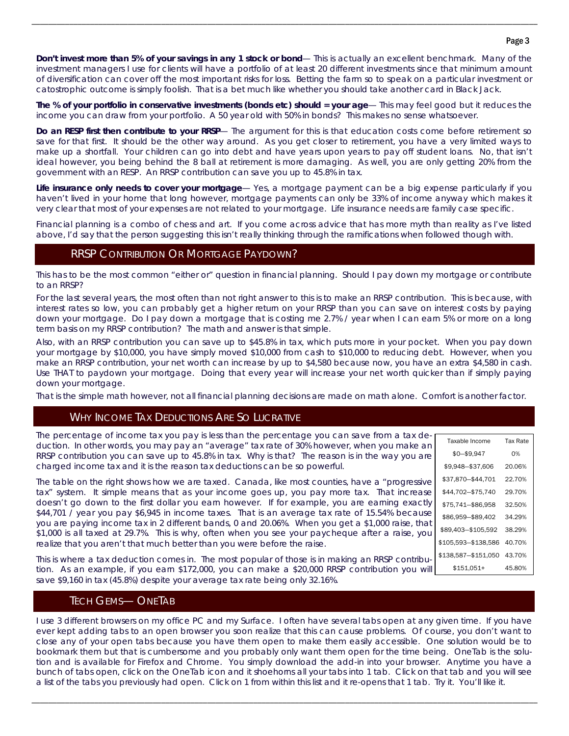**Don't invest more than 5% of your savings in any 1 stock or bond**— This is actually an excellent benchmark. Many of the investment managers I use for clients will have a portfolio of at least 20 different investments since that minimum amount of diversification can cover off the most important risks for loss. Betting the farm so to speak on a particular investment or catostrophic outcome is simply foolish. That is a bet much like whether you should take another card in Black Jack.

**The % of your portfolio in conservative investments (bonds etc) should = your age**— This may feel good but it reduces the income you can draw from your portfolio. A 50 year old with 50% in bonds? This makes no sense whatsoever.

**Do an RESP first then contribute to your RRSP**— The argument for this is that education costs come before retirement so save for that first. It should be the other way around. As you get closer to retirement, you have a very limited ways to make up a shortfall. Your children can go into debt and have years upon years to pay off student loans. No, that isn't ideal however, you being behind the 8 ball at retirement is more damaging. As well, you are only getting 20% from the government with an RESP. An RRSP contribution can save you up to 45.8% in tax.

**Life insurance only needs to cover your mortgage**— Yes, a mortgage payment can be a big expense particularly if you haven't lived in your home that long however, mortgage payments can only be 33% of income anyway which makes it very clear that most of your expenses are not related to your mortgage. Life insurance needs are family case specific.

Financial planning is a combo of chess and art. If you come across advice that has more myth than reality as I've listed above, I'd say that the person suggesting this isn't really thinking through the ramifications when followed though with.

## RRSP Contribution Or Mortgage Paydown?

This has to be the most common "either or" question in financial planning. Should I pay down my mortgage or contribute to an RRSP?

For the last several years, the most often than not right answer to this is to make an RRSP contribution. This is because, with interest rates so low, you can probably get a higher return on your RRSP than you can save on interest costs by paying down your mortgage. Do I pay down a mortgage that is costing me 2.7% / year when I can earn 5% or more on a long term basis on my RRSP contribution? The math and answer is that simple.

Also, with an RRSP contribution you can save up to $45.8% in tax, which puts more in your pocket. When you pay down your mortgage by $10,000, you have simply moved $10,000 from cash to $10,000 to reducing debt. However, when you make an RRSP contribution, your net worth can increase by up to $4,580 because now, you have an extra $4,580 in cash. Use THAT to paydown your mortgage. Doing that every year will increase your net worth quicker than if simply paying down your mortgage.

That is the simple math however, not all financial planning decisions are made on math alone. Comfort is another factor.

## Why Income Tax Deductions Are So Lucrative

The percentage of income tax you pay is less than the percentage you can save from a tax deduction. In other words, you may pay an "average" tax rate of 30% however, when you make an RRSP contribution you can save up to 45.8% in tax. Why is that? The reason is in the way you are charged income tax and it is the reason tax deductions can be so powerful.

The table on the right shows how we are taxed. Canada, like most counties, have a "progressive tax" system. It simple means that as your income goes up, you pay more tax. That increase doesn't go down to the first dollar you earn however. If for example, you are earning exactly $44,701 / year you pay $6,945 in income taxes. That is an average tax rate of 15.54% because you are paying income tax in 2 different bands, 0 and 20.06%. When you get a $1,000 raise, that $1,000 is all taxed at 29.7%. This is why, often when you see your paycheque after a raise, you realize that you aren't that much better than you were before the raise.

| Taxable Income | Tax Rate |
|---|---|
| $0–$9,947 | 0% |
| $9,948–$37,606 | 20.06% |
| $37,870–$44,701 | 22.70% |
| $44,702–$75,740 | 29.70% |
| $75,741–$86,958 | 32.50% |
| $86,959–$89,402 | 34.29% |
| $89,403–$105,592 | 38.29% |
| $105,593–$138,586 | 40.70% |
| $138,587–$151,050 | 43.70% |
| $151,051+ | 45.80% |

This is where a tax deduction comes in. The most popular of those is in making an RRSP contribution. As an example, if you earn $172,000, you can make a $20,000 RRSP contribution you will save $9,160 in tax (45.8%) despite your average tax rate being only 32.16%.

## Tech Gems— OneTab

I use 3 different browsers on my office PC and my Surface. I often have several tabs open at any given time. If you have ever kept adding tabs to an open browser you soon realize that this can cause problems. Of course, you don't want to close any of your open tabs because you have them open to make them easily accessible. One solution would be to bookmark them but that is cumbersome and you probably only want them open for the time being. OneTab is the solution and is available for Firefox and Chrome. You simply download the add-in into your browser. Anytime you have a bunch of tabs open, click on the OneTab icon and it shoehorns all your tabs into 1 tab. Click on that tab and you will see a list of the tabs you previously had open. Click on 1 from within this list and it re-opens that 1 tab. Try it. You'll like it.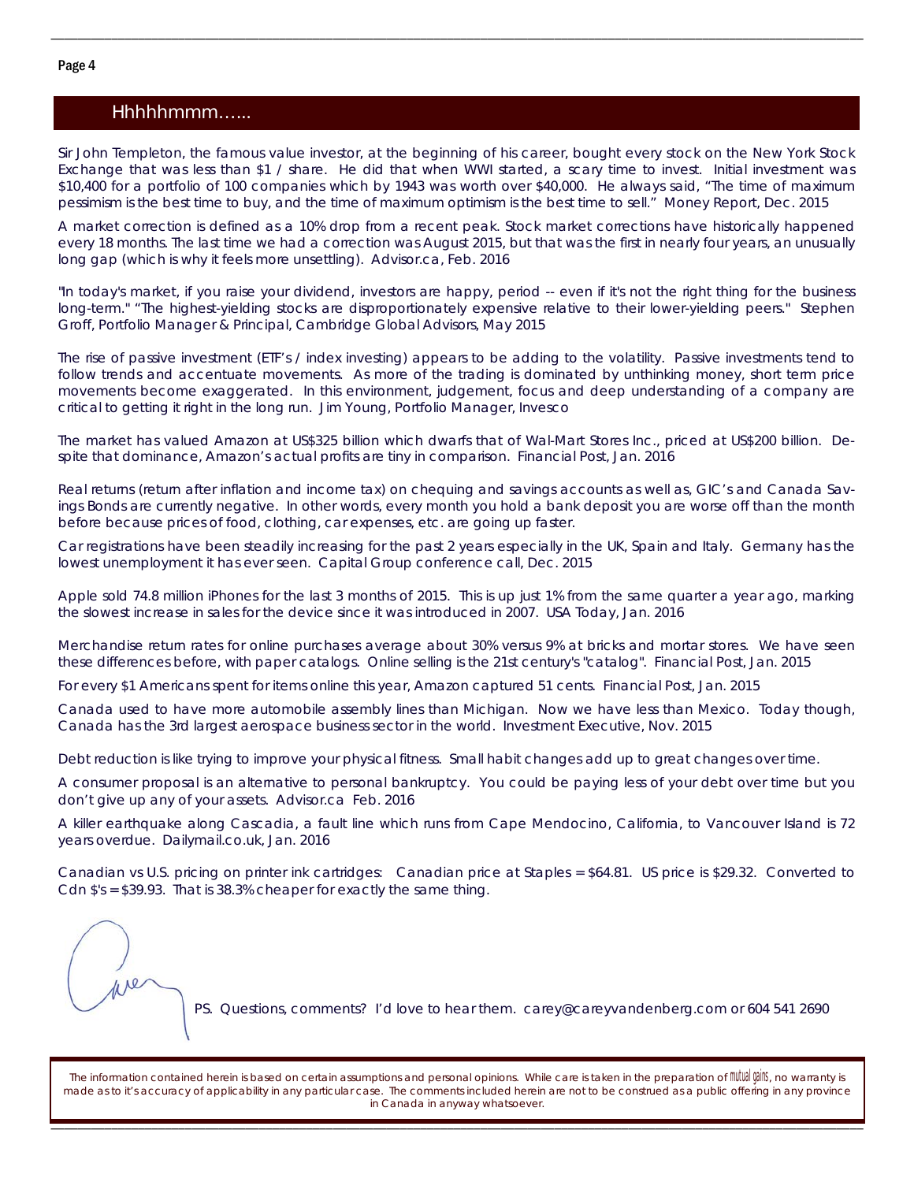## Hhhhhmmm…...

Sir John Templeton, the famous value investor, at the beginning of his career, bought every stock on the New York Stock Exchange that was less than $1 / share. He did that when WWI started, a scary time to invest. Initial investment was $10,400 for a portfolio of 100 companies which by 1943 was worth over $40,000. He always said, "The time of maximum pessimism is the best time to buy, and the time of maximum optimism is the best time to sell." Money Report, Dec. 2015

A market correction is defined as a 10% drop from a recent peak. Stock market corrections have historically happened every 18 months. The last time we had a correction was August 2015, but that was the first in nearly four years, an unusually long gap (which is why it feels more unsettling). Advisor.ca, Feb. 2016

"In today's market, if you raise your dividend, investors are happy, period -- even if it's not the right thing for the business long-term." "The highest-yielding stocks are disproportionately expensive relative to their lower-yielding peers." Stephen Groff, Portfolio Manager & Principal, Cambridge Global Advisors, May 2015

The rise of passive investment (ETF's / index investing) appears to be adding to the volatility. Passive investments tend to follow trends and accentuate movements. As more of the trading is dominated by unthinking money, short term price movements become exaggerated. In this environment, judgement, focus and deep understanding of a company are critical to getting it right in the long run. Jim Young, Portfolio Manager, Invesco

The market has valued Amazon at US$325 billion which dwarfs that of Wal-Mart Stores Inc., priced at US$200 billion. Despite that dominance, Amazon's actual profits are tiny in comparison. Financial Post, Jan. 2016

Real returns (return after inflation and income tax) on chequing and savings accounts as well as, GIC's and Canada Savings Bonds are currently negative. In other words, every month you hold a bank deposit you are worse off than the month before because prices of food, clothing, car expenses, etc. are going up faster.

Car registrations have been steadily increasing for the past 2 years especially in the UK, Spain and Italy. Germany has the lowest unemployment it has ever seen. Capital Group conference call, Dec. 2015

Apple sold 74.8 million iPhones for the last 3 months of 2015. This is up just 1% from the same quarter a year ago, marking the slowest increase in sales for the device since it was introduced in 2007. USA Today, Jan. 2016

Merchandise return rates for online purchases average about 30% versus 9% at bricks and mortar stores. We have seen these differences before, with paper catalogs. Online selling is the 21st century's "catalog". Financial Post, Jan. 2015

For every $1 Americans spent for items online this year, Amazon captured 51 cents. Financial Post, Jan. 2015

Canada used to have more automobile assembly lines than Michigan. Now we have less than Mexico. Today though, Canada has the 3rd largest aerospace business sector in the world. Investment Executive, Nov. 2015

Debt reduction is like trying to improve your physical fitness. Small habit changes add up to great changes over time.

A consumer proposal is an alternative to personal bankruptcy. You could be paying less of your debt over time but you don't give up any of your assets. Advisor.ca Feb. 2016

A killer earthquake along Cascadia, a fault line which runs from Cape Mendocino, California, to Vancouver Island is 72 years overdue. Dailymail.co.uk, Jan. 2016

Canadian vs U.S. pricing on printer ink cartridges: Canadian price at Staples = $64.81. US price is $29.32. Converted to Cdn $'s = $39.93. That is 38.3% cheaper for exactly the same thing.

PS. Questions, comments? I'd love to hear them. carey@careyvandenberg.com or 604 541 2690

The information contained herein is based on certain assumptions and personal opinions. While care is taken in the preparation of mutual gains, no warranty is made as to it's accuracy of applicability in any particular case. The comments included herein are not to be construed as a public offering in any province in Canada in anyway whatsoever.